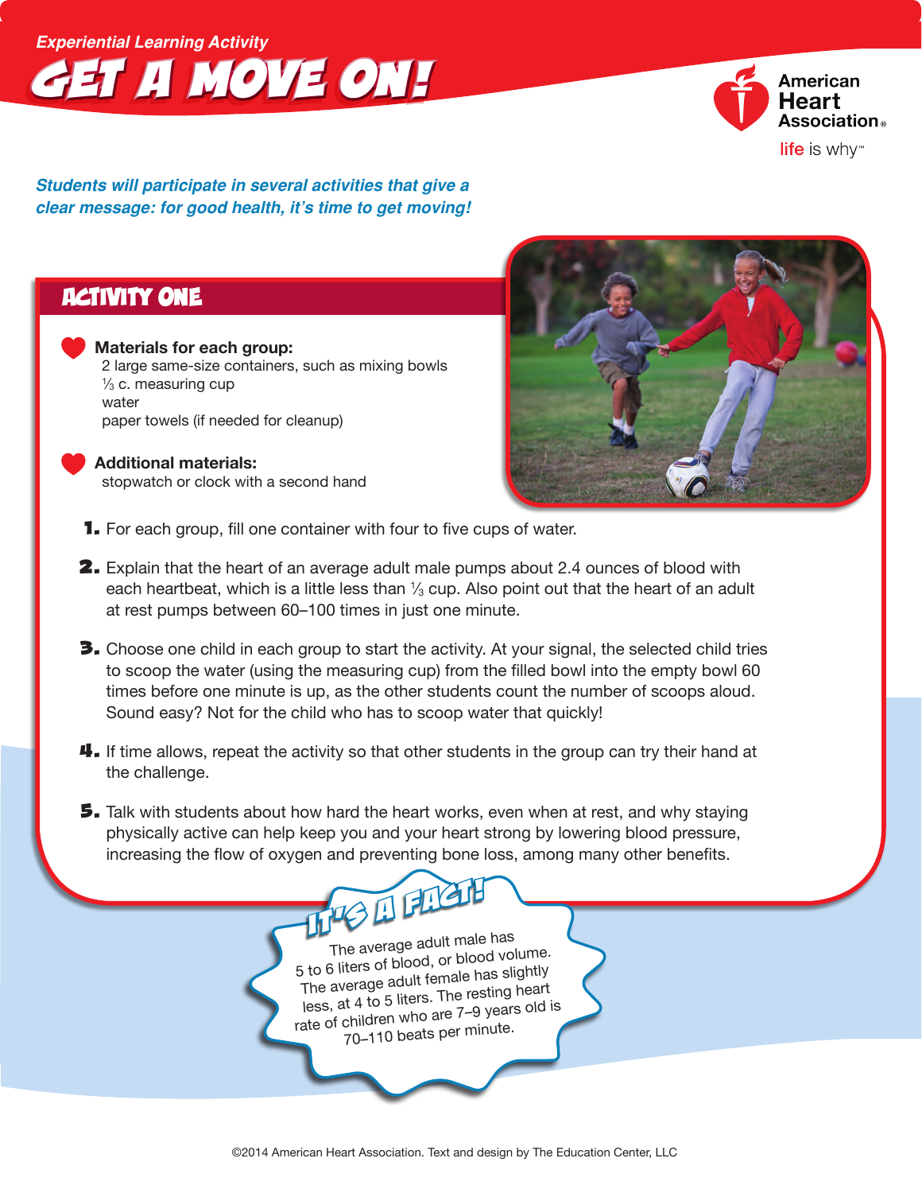*Experiential Learning Activity*

# GET A MOVE ON!

American Heart Association

life is why™

***Students will participate in several activities that give a clear message: for good health, it's time to get moving!***

## ACTIVITY ONE

**Materials for each group:**

2 large same-size containers, such as mixing bowls
⅓ c. measuring cup
water
paper towels (if needed for cleanup)

**Additional materials:**

stopwatch or clock with a second hand

1. For each group, fill one container with four to five cups of water.
2. Explain that the heart of an average adult male pumps about 2.4 ounces of blood with each heartbeat, which is a little less than ⅓ cup. Also point out that the heart of an adult at rest pumps between 60–100 times in just one minute.
3. Choose one child in each group to start the activity. At your signal, the selected child tries to scoop the water (using the measuring cup) from the filled bowl into the empty bowl 60 times before one minute is up, as the other students count the number of scoops aloud. Sound easy? Not for the child who has to scoop water that quickly!
4. If time allows, repeat the activity so that other students in the group can try their hand at the challenge.
5. Talk with students about how hard the heart works, even when at rest, and why staying physically active can help keep you and your heart strong by lowering blood pressure, increasing the flow of oxygen and preventing bone loss, among many other benefits.

### IT'S A FACT!

The average adult male has 5 to 6 liters of blood, or blood volume. The average adult female has slightly less, at 4 to 5 liters. The resting heart rate of children who are 7–9 years old is 70–110 beats per minute.

©2014 American Heart Association. Text and design by The Education Center, LLC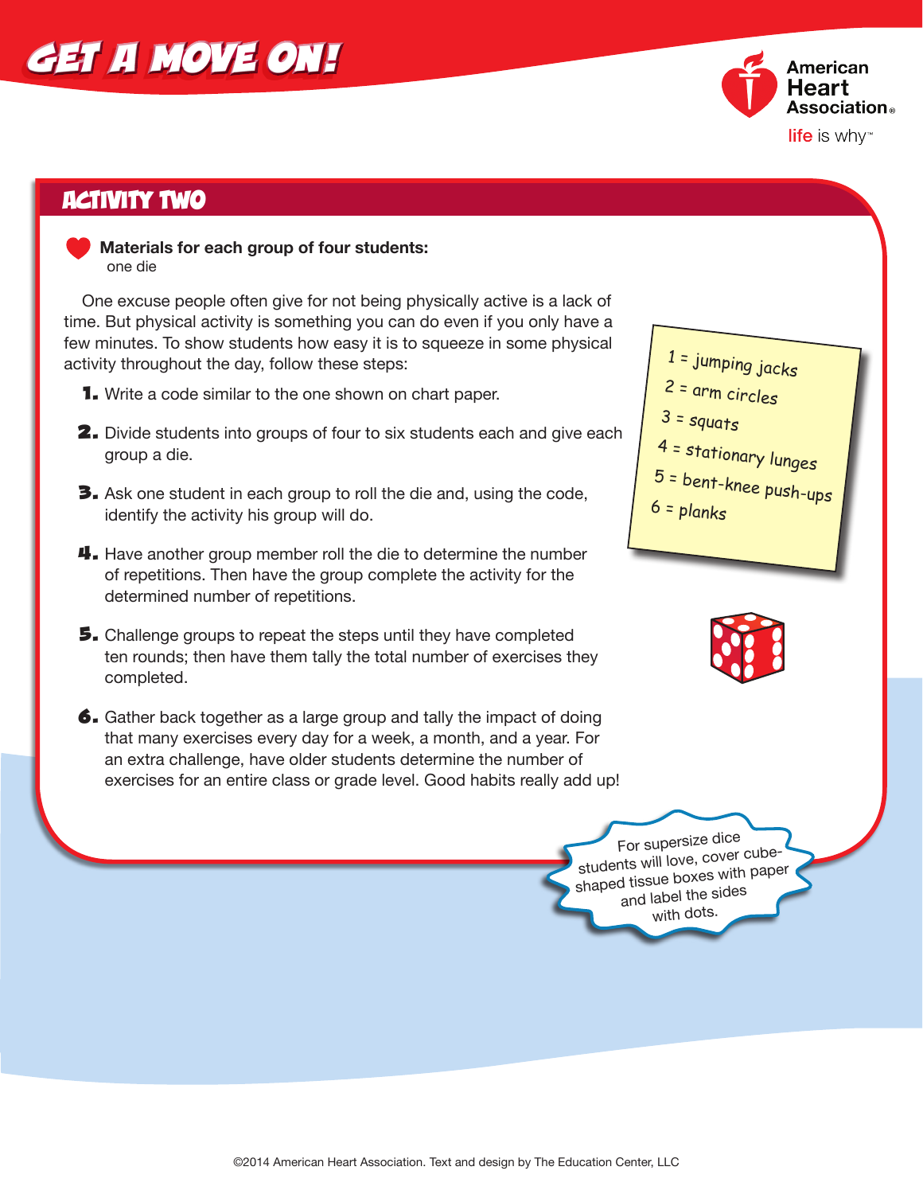# GET A MOVE ON!

American Heart Association
life is why™

## ACTIVITY TWO

**Materials for each group of four students:**
one die

One excuse people often give for not being physically active is a lack of time. But physical activity is something you can do even if you only have a few minutes. To show students how easy it is to squeeze in some physical activity throughout the day, follow these steps:

1. Write a code similar to the one shown on chart paper.
2. Divide students into groups of four to six students each and give each group a die.
3. Ask one student in each group to roll the die and, using the code, identify the activity his group will do.
4. Have another group member roll the die to determine the number of repetitions. Then have the group complete the activity for the determined number of repetitions.
5. Challenge groups to repeat the steps until they have completed ten rounds; then have them tally the total number of exercises they completed.
6. Gather back together as a large group and tally the impact of doing that many exercises every day for a week, a month, and a year. For an extra challenge, have older students determine the number of exercises for an entire class or grade level. Good habits really add up!

1 = jumping jacks
2 = arm circles
3 = squats
4 = stationary lunges
5 = bent-knee push-ups
6 = planks

For supersize dice students will love, cover cube-shaped tissue boxes with paper and label the sides with dots.

©2014 American Heart Association. Text and design by The Education Center, LLC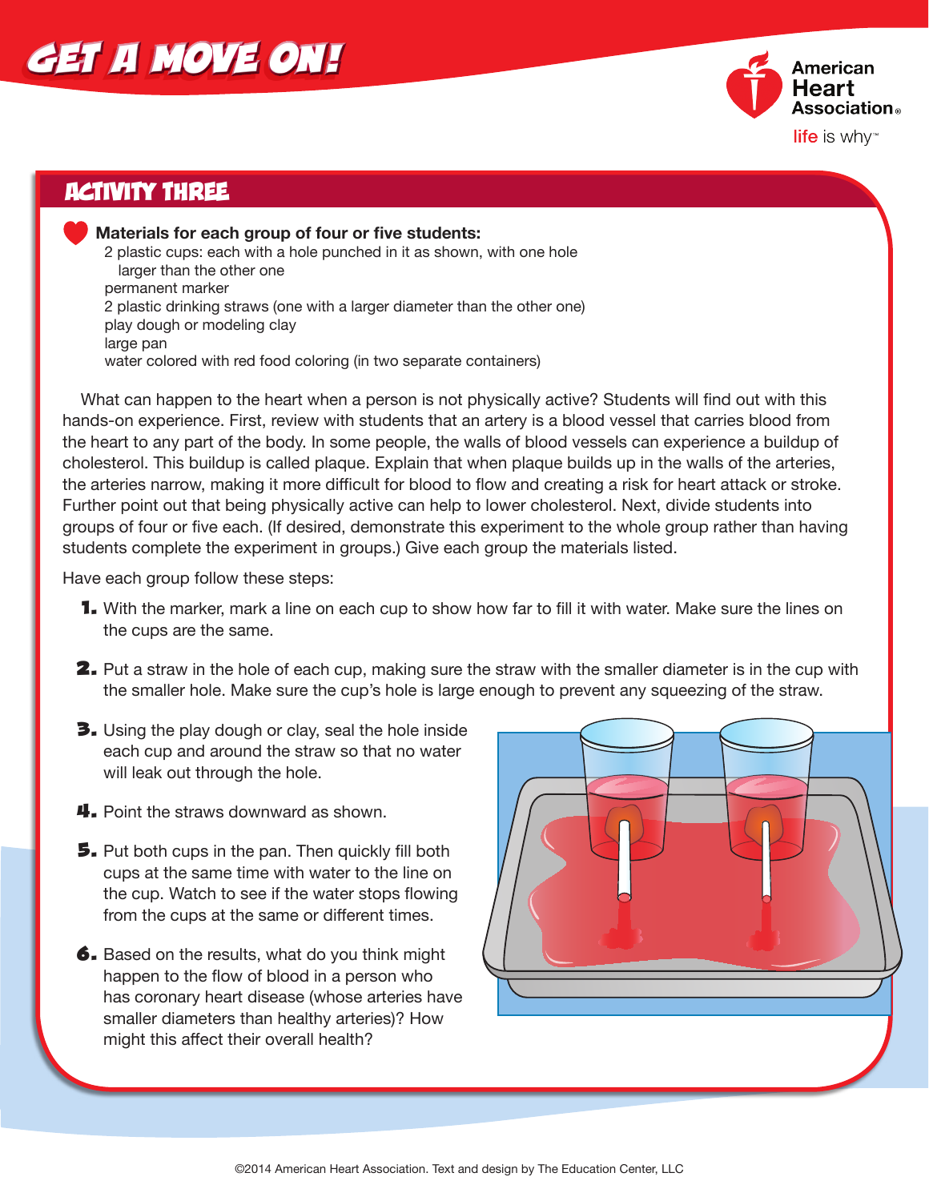# GET A MOVE ON!

American Heart Association
life is why™

## ACTIVITY THREE

**Materials for each group of four or five students:**

2 plastic cups: each with a hole punched in it as shown, with one hole larger than the other one
permanent marker
2 plastic drinking straws (one with a larger diameter than the other one)
play dough or modeling clay
large pan
water colored with red food coloring (in two separate containers)

What can happen to the heart when a person is not physically active? Students will find out with this hands-on experience. First, review with students that an artery is a blood vessel that carries blood from the heart to any part of the body. In some people, the walls of blood vessels can experience a buildup of cholesterol. This buildup is called plaque. Explain that when plaque builds up in the walls of the arteries, the arteries narrow, making it more difficult for blood to flow and creating a risk for heart attack or stroke. Further point out that being physically active can help to lower cholesterol. Next, divide students into groups of four or five each. (If desired, demonstrate this experiment to the whole group rather than having students complete the experiment in groups.) Give each group the materials listed.

Have each group follow these steps:

1. With the marker, mark a line on each cup to show how far to fill it with water. Make sure the lines on the cups are the same.
2. Put a straw in the hole of each cup, making sure the straw with the smaller diameter is in the cup with the smaller hole. Make sure the cup's hole is large enough to prevent any squeezing of the straw.
3. Using the play dough or clay, seal the hole inside each cup and around the straw so that no water will leak out through the hole.
4. Point the straws downward as shown.
5. Put both cups in the pan. Then quickly fill both cups at the same time with water to the line on the cup. Watch to see if the water stops flowing from the cups at the same or different times.
6. Based on the results, what do you think might happen to the flow of blood in a person who has coronary heart disease (whose arteries have smaller diameters than healthy arteries)? How might this affect their overall health?

©2014 American Heart Association. Text and design by The Education Center, LLC